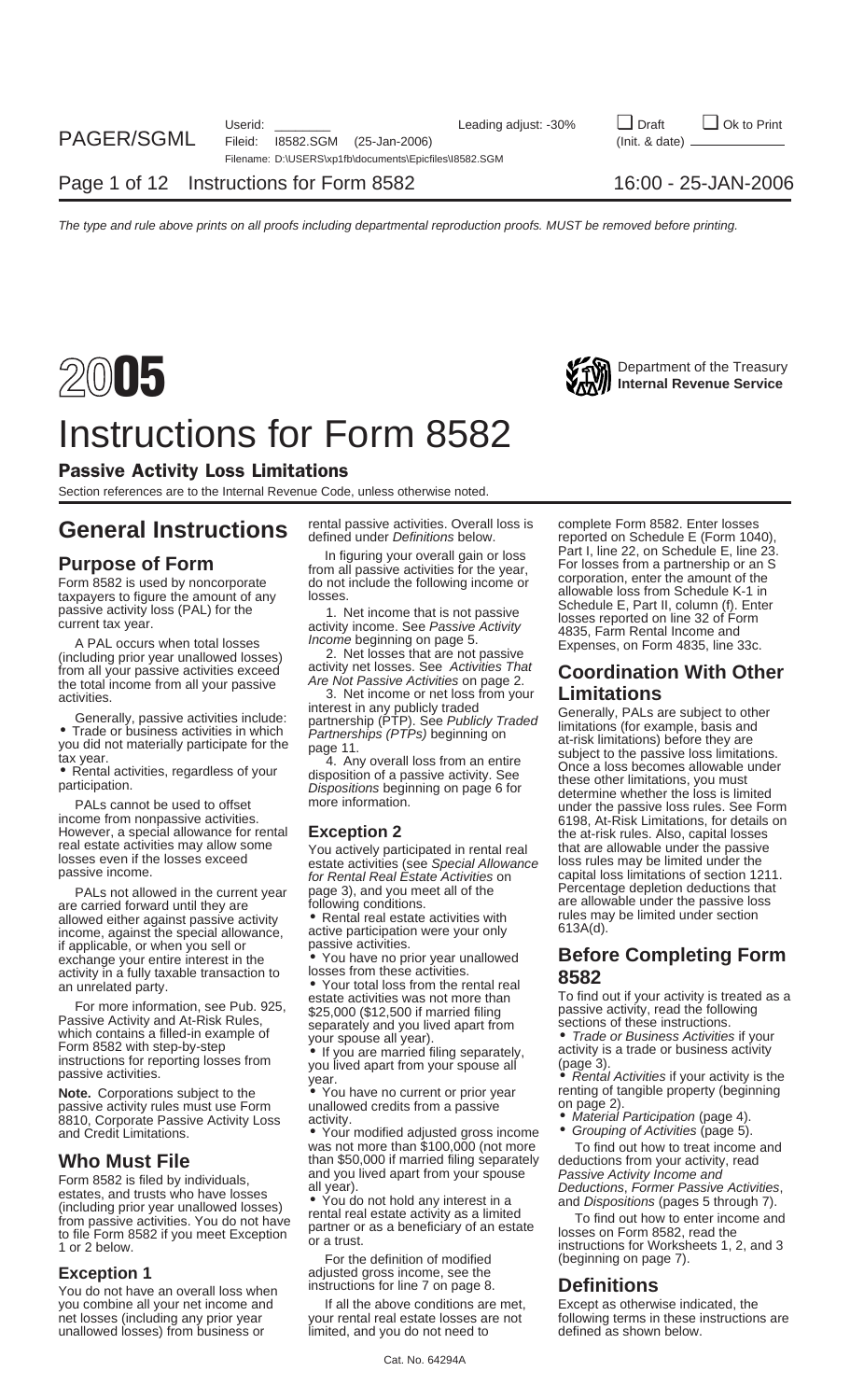# 2005 Instructions for Form 8582

Department of the Treasury
**Internal Revenue Service**

## Passive Activity Loss Limitations

Section references are to the Internal Revenue Code, unless otherwise noted.

# General Instructions

## Purpose of Form

Form 8582 is used by noncorporate taxpayers to figure the amount of any passive activity loss (PAL) for the current tax year.

A PAL occurs when total losses (including prior year unallowed losses) from all your passive activities exceed the total income from all your passive activities.

Generally, passive activities include:

- Trade or business activities in which you did not materially participate for the tax year.
- Rental activities, regardless of your participation.

PALs cannot be used to offset income from nonpassive activities. However, a special allowance for rental real estate activities may allow some losses even if the losses exceed passive income.

PALs not allowed in the current year are carried forward until they are allowed either against passive activity income, against the special allowance, if applicable, or when you sell or exchange your entire interest in the activity in a fully taxable transaction to an unrelated party.

For more information, see Pub. 925, Passive Activity and At-Risk Rules, which contains a filled-in example of Form 8582 with step-by-step instructions for reporting losses from passive activities.

**Note.** Corporations subject to the passive activity rules must use Form 8810, Corporate Passive Activity Loss and Credit Limitations.

## Who Must File

Form 8582 is filed by individuals, estates, and trusts who have losses (including prior year unallowed losses) from passive activities. You do not have to file Form 8582 if you meet Exception 1 or 2 below.

### Exception 1

You do not have an overall loss when you combine all your net income and net losses (including any prior year unallowed losses) from business or rental passive activities. Overall loss is defined under *Definitions* below.

In figuring your overall gain or loss from all passive activities for the year, do not include the following income or losses.

1. Net income that is not passive activity income. See *Passive Activity Income* beginning on page 5.

2. Net losses that are not passive activity net losses. See *Activities That Are Not Passive Activities* on page 2.

3. Net income or net loss from your interest in any publicly traded partnership (PTP). See *Publicly Traded Partnerships (PTPs)* beginning on page 11.

4. Any overall loss from an entire disposition of a passive activity. See *Dispositions* beginning on page 6 for more information.

### Exception 2

You actively participated in rental real estate activities (see *Special Allowance for Rental Real Estate Activities* on page 3), and you meet all of the following conditions.

- Rental real estate activities with active participation were your only passive activities.
- You have no prior year unallowed losses from these activities.
- Your total loss from the rental real estate activities was not more than $25,000 ($12,500 if married filing separately and you lived apart from your spouse all year).
- If you are married filing separately, you lived apart from your spouse all year.
- You have no current or prior year unallowed credits from a passive activity.
- Your modified adjusted gross income was not more than $100,000 (not more than $50,000 if married filing separately and you lived apart from your spouse all year).
- You do not hold any interest in a rental real estate activity as a limited partner or as a beneficiary of an estate or a trust.

For the definition of modified adjusted gross income, see the instructions for line 7 on page 8.

If all the above conditions are met, your rental real estate losses are not limited, and you do not need to complete Form 8582. Enter losses reported on Schedule E (Form 1040), Part I, line 22, on Schedule E, line 23. For losses from a partnership or an S corporation, enter the amount of the allowable loss from Schedule K-1 in Schedule E, Part II, column (f). Enter losses reported on line 32 of Form 4835, Farm Rental Income and Expenses, on Form 4835, line 33c.

## Coordination With Other Limitations

Generally, PALs are subject to other limitations (for example, basis and at-risk limitations) before they are subject to the passive loss limitations. Once a loss becomes allowable under these other limitations, you must determine whether the loss is limited under the passive loss rules. See Form 6198, At-Risk Limitations, for details on the at-risk rules. Also, capital losses that are allowable under the passive loss rules may be limited under the capital loss limitations of section 1211. Percentage depletion deductions that are allowable under the passive loss rules may be limited under section 613A(d).

## Before Completing Form 8582

To find out if your activity is treated as a passive activity, read the following sections of these instructions.

- *Trade or Business Activities* if your activity is a trade or business activity (page 3).
- *Rental Activities* if your activity is the renting of tangible property (beginning on page 2).
- *Material Participation* (page 4).
- *Grouping of Activities* (page 5).

To find out how to treat income and deductions from your activity, read *Passive Activity Income and Deductions*, *Former Passive Activities*, and *Dispositions* (pages 5 through 7).

To find out how to enter income and losses on Form 8582, read the instructions for Worksheets 1, 2, and 3 (beginning on page 7).

## Definitions

Except as otherwise indicated, the following terms in these instructions are defined as shown below.

Cat. No. 64294A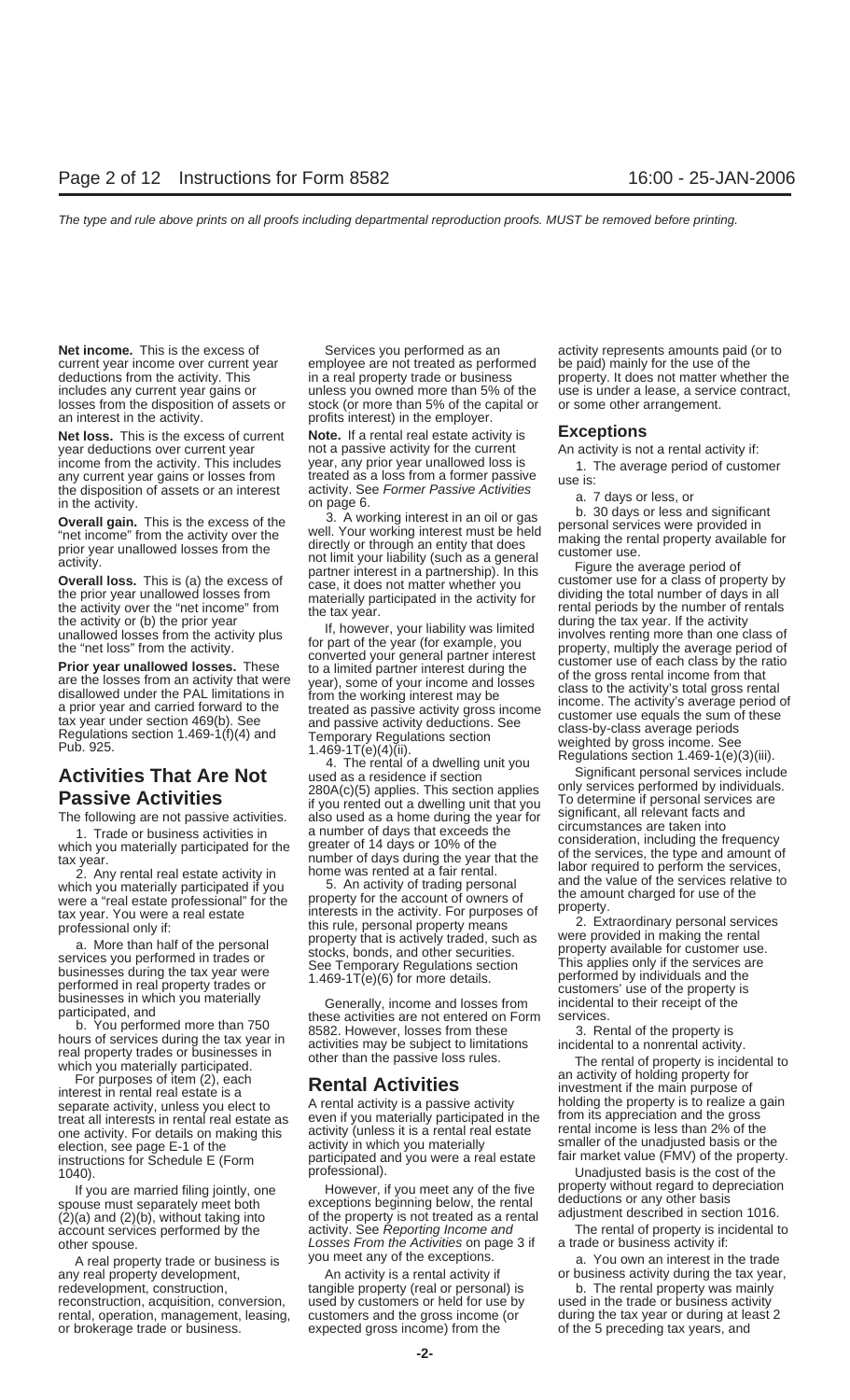**Net income.** This is the excess of current year income over current year deductions from the activity. This includes any current year gains or losses from the disposition of assets or an interest in the activity.

**Net loss.** This is the excess of current year deductions over current year income from the activity. This includes any current year gains or losses from the disposition of assets or an interest in the activity.

**Overall gain.** This is the excess of the "net income" from the activity over the prior year unallowed losses from the activity.

**Overall loss.** This is (a) the excess of the prior year unallowed losses from the activity over the "net income" from the activity or (b) the prior year unallowed losses from the activity plus the "net loss" from the activity.

**Prior year unallowed losses.** These are the losses from an activity that were disallowed under the PAL limitations in a prior year and carried forward to the tax year under section 469(b). See Regulations section 1.469-1(f)(4) and Pub. 925.

## Activities That Are Not Passive Activities

The following are not passive activities.

1. Trade or business activities in which you materially participated for the tax year.

2. Any rental real estate activity in which you materially participated if you were a "real estate professional" for the tax year. You were a real estate professional only if:

a. More than half of the personal services you performed in trades or businesses during the tax year were performed in real property trades or businesses in which you materially participated, and

b. You performed more than 750 hours of services during the tax year in real property trades or businesses in which you materially participated.

For purposes of item (2), each interest in rental real estate is a separate activity, unless you elect to treat all interests in rental real estate as one activity. For details on making this election, see page E-1 of the instructions for Schedule E (Form 1040).

If you are married filing jointly, one spouse must separately meet both (2)(a) and (2)(b), without taking into account services performed by the other spouse.

A real property trade or business is any real property development, redevelopment, construction, reconstruction, acquisition, conversion, rental, operation, management, leasing, or brokerage trade or business.

Services you performed as an employee are not treated as performed in a real property trade or business unless you owned more than 5% of the stock (or more than 5% of the capital or profits interest) in the employer.

**Note.** If a rental real estate activity is not a passive activity for the current year, any prior year unallowed loss is treated as a loss from a former passive activity. See *Former Passive Activities* on page 6.

3. A working interest in an oil or gas well. Your working interest must be held directly or through an entity that does not limit your liability (such as a general partner interest in a partnership). In this case, it does not matter whether you materially participated in the activity for the tax year.

If, however, your liability was limited for part of the year (for example, you converted your general partner interest to a limited partner interest during the year), some of your income and losses from the working interest may be treated as passive activity gross income and passive activity deductions. See Temporary Regulations section 1.469-1T(e)(4)(ii).

4. The rental of a dwelling unit you used as a residence if section 280A(c)(5) applies. This section applies if you rented out a dwelling unit that you also used as a home during the year for a number of days that exceeds the greater of 14 days or 10% of the number of days during the year that the home was rented at a fair rental.

5. An activity of trading personal property for the account of owners of interests in the activity. For purposes of this rule, personal property means property that is actively traded, such as stocks, bonds, and other securities. See Temporary Regulations section 1.469-1T(e)(6) for more details.

Generally, income and losses from these activities are not entered on Form 8582. However, losses from these activities may be subject to limitations other than the passive loss rules.

## Rental Activities

A rental activity is a passive activity even if you materially participated in the activity (unless it is a rental real estate activity in which you materially participated and you were a real estate professional).

However, if you meet any of the five exceptions beginning below, the rental of the property is not treated as a rental activity. See *Reporting Income and Losses From the Activities* on page 3 if you meet any of the exceptions.

An activity is a rental activity if tangible property (real or personal) is used by customers or held for use by customers and the gross income (or expected gross income) from the activity represents amounts paid (or to be paid) mainly for the use of the property. It does not matter whether the use is under a lease, a service contract, or some other arrangement.

### Exceptions

An activity is not a rental activity if:

1. The average period of customer use is:

a. 7 days or less, or

b. 30 days or less and significant personal services were provided in making the rental property available for customer use.

Figure the average period of customer use for a class of property by dividing the total number of days in all rental periods by the number of rentals during the tax year. If the activity involves renting more than one class of property, multiply the average period of customer use of each class by the ratio of the gross rental income from that class to the activity's total gross rental income. The activity's average period of customer use equals the sum of these class-by-class average periods weighted by gross income. See Regulations section 1.469-1(e)(3)(iii).

Significant personal services include only services performed by individuals. To determine if personal services are significant, all relevant facts and circumstances are taken into consideration, including the frequency of the services, the type and amount of labor required to perform the services, and the value of the services relative to the amount charged for use of the property.

2. Extraordinary personal services were provided in making the rental property available for customer use. This applies only if the services are performed by individuals and the customers' use of the property is incidental to their receipt of the services.

3. Rental of the property is incidental to a nonrental activity.

The rental of property is incidental to an activity of holding property for investment if the main purpose of holding the property is to realize a gain from its appreciation and the gross rental income is less than 2% of the smaller of the unadjusted basis or the fair market value (FMV) of the property.

Unadjusted basis is the cost of the property without regard to depreciation deductions or any other basis adjustment described in section 1016.

The rental of property is incidental to a trade or business activity if:

a. You own an interest in the trade or business activity during the tax year,

b. The rental property was mainly used in the trade or business activity during the tax year or during at least 2 of the 5 preceding tax years, and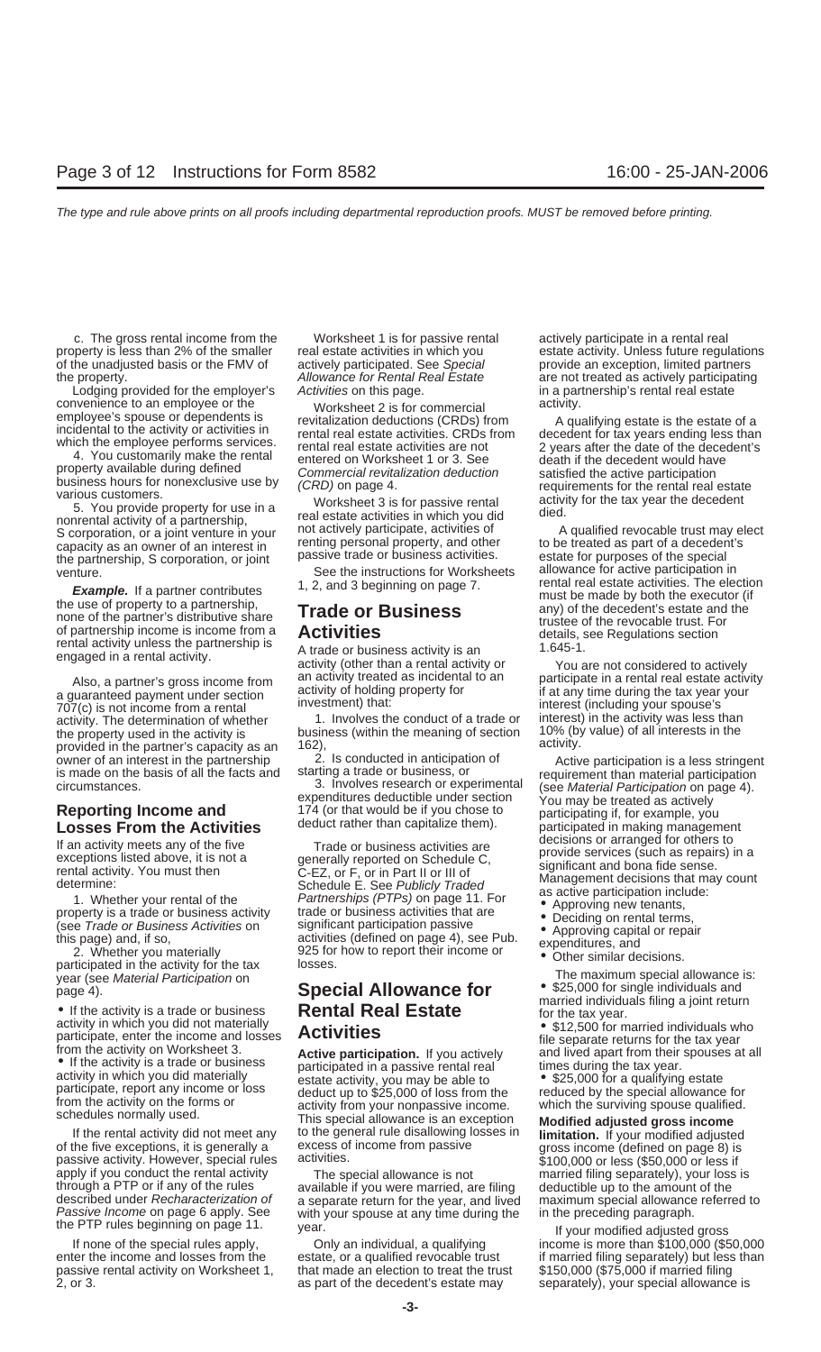c. The gross rental income from the property is less than 2% of the smaller of the unadjusted basis or the FMV of the property.

Lodging provided for the employer's convenience to an employee or the employee's spouse or dependents is incidental to the activity or activities in which the employee performs services.

4. You customarily make the rental property available during defined business hours for nonexclusive use by various customers.

5. You provide property for use in a nonrental activity of a partnership, S corporation, or a joint venture in your capacity as an owner of an interest in the partnership, S corporation, or joint venture.

***Example.*** If a partner contributes the use of property to a partnership, none of the partner's distributive share of partnership income is income from a rental activity unless the partnership is engaged in a rental activity.

Also, a partner's gross income from a guaranteed payment under section 707(c) is not income from a rental activity. The determination of whether the property used in the activity is provided in the partner's capacity as an owner of an interest in the partnership is made on the basis of all the facts and circumstances.

## Reporting Income and Losses From the Activities

If an activity meets any of the five exceptions listed above, it is not a rental activity. You must then determine:

1. Whether your rental of the property is a trade or business activity (see *Trade or Business Activities* on this page) and, if so,

2. Whether you materially participated in the activity for the tax year (see *Material Participation* on page 4).

- If the activity is a trade or business activity in which you did not materially participate, enter the income and losses from the activity on Worksheet 3.
- If the activity is a trade or business activity in which you did materially participate, report any income or loss from the activity on the forms or schedules normally used.

If the rental activity did not meet any of the five exceptions, it is generally a passive activity. However, special rules apply if you conduct the rental activity through a PTP or if any of the rules described under *Recharacterization of Passive Income* on page 6 apply. See the PTP rules beginning on page 11.

If none of the special rules apply, enter the income and losses from the passive rental activity on Worksheet 1, 2, or 3.

Worksheet 1 is for passive rental real estate activities in which you actively participated. See *Special Allowance for Rental Real Estate Activities* on this page.

Worksheet 2 is for commercial revitalization deductions (CRDs) from rental real estate activities. CRDs from rental real estate activities are not entered on Worksheet 1 or 3. See *Commercial revitalization deduction (CRD)* on page 4.

Worksheet 3 is for passive rental real estate activities in which you did not actively participate, activities of renting personal property, and other passive trade or business activities.

See the instructions for Worksheets 1, 2, and 3 beginning on page 7.

## Trade or Business Activities

A trade or business activity is an activity (other than a rental activity or an activity treated as incidental to an activity of holding property for investment) that:

1. Involves the conduct of a trade or business (within the meaning of section 162),

2. Is conducted in anticipation of starting a trade or business, or

3. Involves research or experimental expenditures deductible under section 174 (or that would be if you chose to deduct rather than capitalize them).

Trade or business activities are generally reported on Schedule C, C-EZ, or F, or in Part II or III of Schedule E. See *Publicly Traded Partnerships (PTPs)* on page 11. For trade or business activities that are significant participation passive activities (defined on page 4), see Pub. 925 for how to report their income or losses.

## Special Allowance for Rental Real Estate Activities

**Active participation.** If you actively participated in a passive rental real estate activity, you may be able to deduct up to $25,000 of loss from the activity from your nonpassive income. This special allowance is an exception to the general rule disallowing losses in excess of income from passive activities.

The special allowance is not available if you were married, are filing a separate return for the year, and lived with your spouse at any time during the year.

Only an individual, a qualifying estate, or a qualified revocable trust that made an election to treat the trust as part of the decedent's estate may actively participate in a rental real estate activity. Unless future regulations provide an exception, limited partners are not treated as actively participating in a partnership's rental real estate activity.

A qualifying estate is the estate of a decedent for tax years ending less than 2 years after the date of the decedent's death if the decedent would have satisfied the active participation requirements for the rental real estate activity for the tax year the decedent died.

A qualified revocable trust may elect to be treated as part of a decedent's estate for purposes of the special allowance for active participation in rental real estate activities. The election must be made by both the executor (if any) of the decedent's estate and the trustee of the revocable trust. For details, see Regulations section 1.645-1.

You are not considered to actively participate in a rental real estate activity if at any time during the tax year your interest (including your spouse's interest) in the activity was less than 10% (by value) of all interests in the activity.

Active participation is a less stringent requirement than material participation (see *Material Participation* on page 4). You may be treated as actively participating if, for example, you participated in making management decisions or arranged for others to provide services (such as repairs) in a significant and bona fide sense. Management decisions that may count as active participation include:

- Approving new tenants,
- Deciding on rental terms,
- Approving capital or repair expenditures, and
- Other similar decisions.

The maximum special allowance is:

- $25,000 for single individuals and married individuals filing a joint return for the tax year.
- $12,500 for married individuals who file separate returns for the tax year and lived apart from their spouses at all times during the tax year.
- $25,000 for a qualifying estate reduced by the special allowance for which the surviving spouse qualified.

**Modified adjusted gross income limitation.** If your modified adjusted gross income (defined on page 8) is $100,000 or less ($50,000 or less if married filing separately), your loss is deductible up to the amount of the maximum special allowance referred to in the preceding paragraph.

If your modified adjusted gross income is more than $100,000 ($50,000 if married filing separately) but less than $150,000 ($75,000 if married filing separately), your special allowance is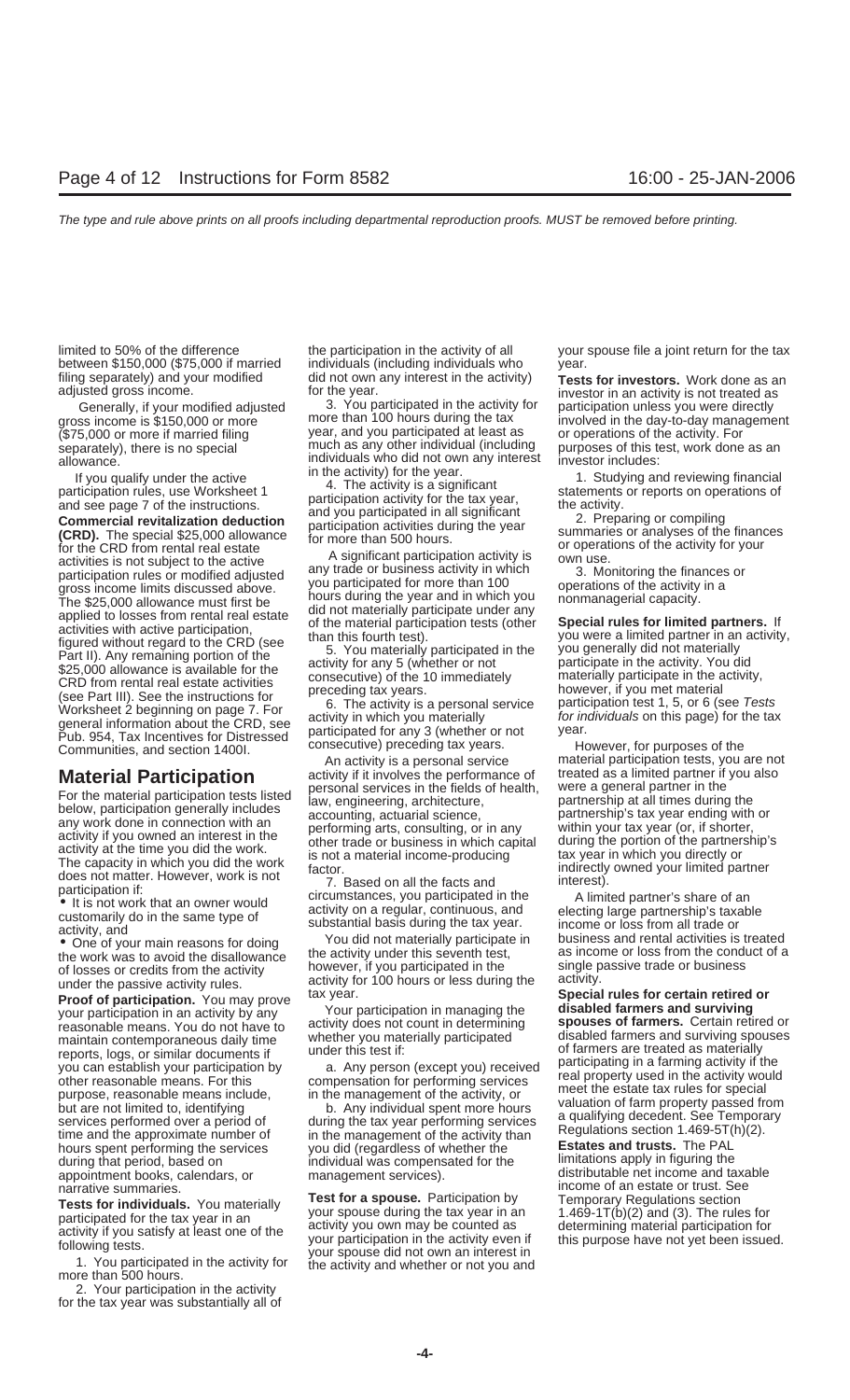limited to 50% of the difference between $150,000 ($75,000 if married filing separately) and your modified adjusted gross income.

Generally, if your modified adjusted gross income is $150,000 or more ($75,000 or more if married filing separately), there is no special allowance.

If you qualify under the active participation rules, use Worksheet 1 and see page 7 of the instructions.

**Commercial revitalization deduction (CRD).** The special $25,000 allowance for the CRD from rental real estate activities is not subject to the active participation rules or modified adjusted gross income limits discussed above. The $25,000 allowance must first be applied to losses from rental real estate activities with active participation, figured without regard to the CRD (see Part II). Any remaining portion of the $25,000 allowance is available for the CRD from rental real estate activities (see Part III). See the instructions for Worksheet 2 beginning on page 7. For general information about the CRD, see Pub. 954, Tax Incentives for Distressed Communities, and section 1400I.

## Material Participation

For the material participation tests listed below, participation generally includes any work done in connection with an activity if you owned an interest in the activity at the time you did the work. The capacity in which you did the work does not matter. However, work is not participation if:

- It is not work that an owner would customarily do in the same type of activity, and
- One of your main reasons for doing the work was to avoid the disallowance of losses or credits from the activity under the passive activity rules.

**Proof of participation.** You may prove your participation in an activity by any reasonable means. You do not have to maintain contemporaneous daily time reports, logs, or similar documents if you can establish your participation by other reasonable means. For this purpose, reasonable means include, but are not limited to, identifying services performed over a period of time and the approximate number of hours spent performing the services during that period, based on appointment books, calendars, or narrative summaries.

**Tests for individuals.** You materially participated for the tax year in an activity if you satisfy at least one of the following tests.

1. You participated in the activity for more than 500 hours.
2. Your participation in the activity for the tax year was substantially all of the participation in the activity of all individuals (including individuals who did not own any interest in the activity) for the year.
3. You participated in the activity for more than 100 hours during the tax year, and you participated at least as much as any other individual (including individuals who did not own any interest in the activity) for the year.
4. The activity is a significant participation activity for the tax year, and you participated in all significant participation activities during the year for more than 500 hours.

A significant participation activity is any trade or business activity in which you participated for more than 100 hours during the year and in which you did not materially participate under any of the material participation tests (other than this fourth test).

5. You materially participated in the activity for any 5 (whether or not consecutive) of the 10 immediately preceding tax years.
6. The activity is a personal service activity in which you materially participated for any 3 (whether or not consecutive) preceding tax years.

An activity is a personal service activity if it involves the performance of personal services in the fields of health, law, engineering, architecture, accounting, actuarial science, performing arts, consulting, or in any other trade or business in which capital is not a material income-producing factor.

7. Based on all the facts and circumstances, you participated in the activity on a regular, continuous, and substantial basis during the tax year.

You did not materially participate in the activity under this seventh test, however, if you participated in the activity for 100 hours or less during the tax year.

Your participation in managing the activity does not count in determining whether you materially participated under this test if:

a. Any person (except you) received compensation for performing services in the management of the activity, or

b. Any individual spent more hours during the tax year performing services in the management of the activity than you did (regardless of whether the individual was compensated for the management services).

**Test for a spouse.** Participation by your spouse during the tax year in an activity you own may be counted as your participation in the activity even if your spouse did not own an interest in the activity and whether or not you and your spouse file a joint return for the tax year.

**Tests for investors.** Work done as an investor in an activity is not treated as participation unless you were directly involved in the day-to-day management or operations of the activity. For purposes of this test, work done as an investor includes:

1. Studying and reviewing financial statements or reports on operations of the activity.
2. Preparing or compiling summaries or analyses of the finances or operations of the activity for your own use.
3. Monitoring the finances or operations of the activity in a nonmanagerial capacity.

**Special rules for limited partners.** If you were a limited partner in an activity, you generally did not materially participate in the activity. You did materially participate in the activity, however, if you met material participation test 1, 5, or 6 (see *Tests for individuals* on this page) for the tax year.

However, for purposes of the material participation tests, you are not treated as a limited partner if you also were a general partner in the partnership at all times during the partnership's tax year ending with or within your tax year (or, if shorter, during the portion of the partnership's tax year in which you directly or indirectly owned your limited partner interest).

A limited partner's share of an electing large partnership's taxable income or loss from all trade or business and rental activities is treated as income or loss from the conduct of a single passive trade or business activity.

**Special rules for certain retired or disabled farmers and surviving spouses of farmers.** Certain retired or disabled farmers and surviving spouses of farmers are treated as materially participating in a farming activity if the real property used in the activity would meet the estate tax rules for special valuation of farm property passed from a qualifying decedent. See Temporary Regulations section 1.469-5T(h)(2).

**Estates and trusts.** The PAL limitations apply in figuring the distributable net income and taxable income of an estate or trust. See Temporary Regulations section 1.469-1T(b)(2) and (3). The rules for determining material participation for this purpose have not yet been issued.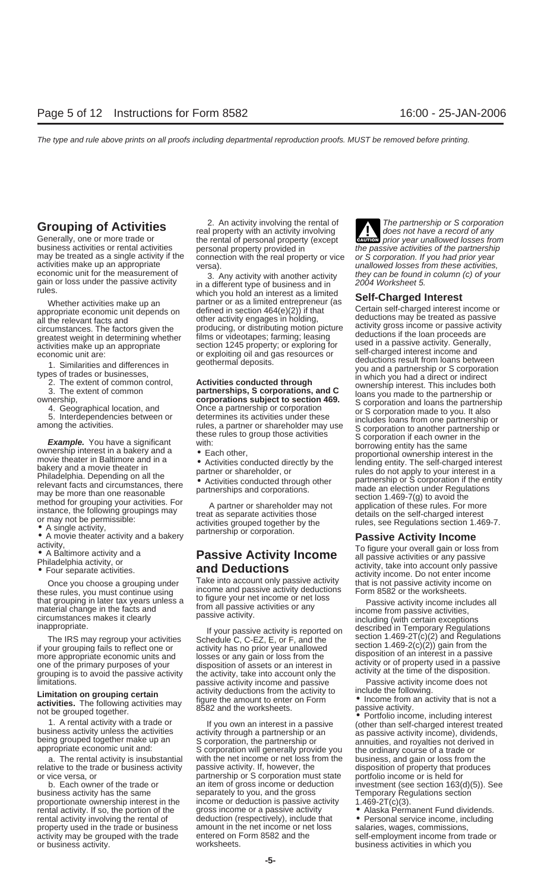## Grouping of Activities

Generally, one or more trade or business activities or rental activities may be treated as a single activity if the activities make up an appropriate economic unit for the measurement of gain or loss under the passive activity rules.

Whether activities make up an appropriate economic unit depends on all the relevant facts and circumstances. The factors given the greatest weight in determining whether activities make up an appropriate economic unit are:

1. Similarities and differences in types of trades or businesses,
2. The extent of common control,
3. The extent of common ownership,
4. Geographical location, and
5. Interdependencies between or among the activities.

***Example.*** You have a significant ownership interest in a bakery and a movie theater in Baltimore and in a bakery and a movie theater in Philadelphia. Depending on all the relevant facts and circumstances, there may be more than one reasonable method for grouping your activities. For instance, the following groupings may or may not be permissible:

- A single activity,
- A movie theater activity and a bakery activity,
- A Baltimore activity and a Philadelphia activity, or
- Four separate activities.

Once you choose a grouping under these rules, you must continue using that grouping in later tax years unless a material change in the facts and circumstances makes it clearly inappropriate.

The IRS may regroup your activities if your grouping fails to reflect one or more appropriate economic units and one of the primary purposes of your grouping is to avoid the passive activity limitations.

**Limitation on grouping certain activities.** The following activities may not be grouped together.

1. A rental activity with a trade or business activity unless the activities being grouped together make up an appropriate economic unit and:

a. The rental activity is insubstantial relative to the trade or business activity or vice versa, or

b. Each owner of the trade or business activity has the same proportionate ownership interest in the rental activity. If so, the portion of the rental activity involving the rental of property used in the trade or business activity may be grouped with the trade or business activity.

2. An activity involving the rental of real property with an activity involving the rental of personal property (except personal property provided in connection with the real property or vice versa).

3. Any activity with another activity in a different type of business and in which you hold an interest as a limited partner or as a limited entrepreneur (as defined in section 464(e)(2)) if that other activity engages in holding, producing, or distributing motion picture films or videotapes; farming; leasing section 1245 property; or exploring for or exploiting oil and gas resources or geothermal deposits.

**Activities conducted through partnerships, S corporations, and C corporations subject to section 469.** Once a partnership or corporation determines its activities under these rules, a partner or shareholder may use these rules to group those activities with:

- Each other,
- Activities conducted directly by the partner or shareholder, or
- Activities conducted through other partnerships and corporations.

A partner or shareholder may not treat as separate activities those activities grouped together by the partnership or corporation.

## Passive Activity Income and Deductions

Take into account only passive activity income and passive activity deductions to figure your net income or net loss from all passive activities or any passive activity.

If your passive activity is reported on Schedule C, C-EZ, E, or F, and the activity has no prior year unallowed losses or any gain or loss from the disposition of assets or an interest in the activity, take into account only the passive activity income and passive activity deductions from the activity to figure the amount to enter on Form 8582 and the worksheets.

If you own an interest in a passive activity through a partnership or an S corporation, the partnership or S corporation will generally provide you with the net income or net loss from the passive activity. If, however, the partnership or S corporation must state an item of gross income or deduction separately to you, and the gross income or deduction is passive activity gross income or a passive activity deduction (respectively), include that amount in the net income or net loss entered on Form 8582 and the worksheets.

**CAUTION:** *The partnership or S corporation does not have a record of any prior year unallowed losses from the passive activities of the partnership or S corporation. If you had prior year unallowed losses from these activities, they can be found in column (c) of your 2004 Worksheet 5.*

### Self-Charged Interest

Certain self-charged interest income or deductions may be treated as passive activity gross income or passive activity deductions if the loan proceeds are used in a passive activity. Generally, self-charged interest income and deductions result from loans between you and a partnership or S corporation in which you had a direct or indirect ownership interest. This includes both loans you made to the partnership or S corporation and loans the partnership or S corporation made to you. It also includes loans from one partnership or S corporation to another partnership or S corporation if each owner in the borrowing entity has the same proportional ownership interest in the lending entity. The self-charged interest rules do not apply to your interest in a partnership or S corporation if the entity made an election under Regulations section 1.469-7(g) to avoid the application of these rules. For more details on the self-charged interest rules, see Regulations section 1.469-7.

### Passive Activity Income

To figure your overall gain or loss from all passive activities or any passive activity, take into account only passive activity income. Do not enter income that is not passive activity income on Form 8582 or the worksheets.

Passive activity income includes all income from passive activities, including (with certain exceptions described in Temporary Regulations section 1.469-2T(c)(2) and Regulations section 1.469-2(c)(2)) gain from the disposition of an interest in a passive activity or of property used in a passive activity at the time of the disposition.

Passive activity income does not include the following.

- Income from an activity that is not a passive activity.
- Portfolio income, including interest (other than self-charged interest treated as passive activity income), dividends, annuities, and royalties not derived in the ordinary course of a trade or business, and gain or loss from the disposition of property that produces portfolio income or is held for investment (see section 163(d)(5)). See Temporary Regulations section 1.469-2T(c)(3).
- Alaska Permanent Fund dividends.
- Personal service income, including salaries, wages, commissions, self-employment income from trade or business activities in which you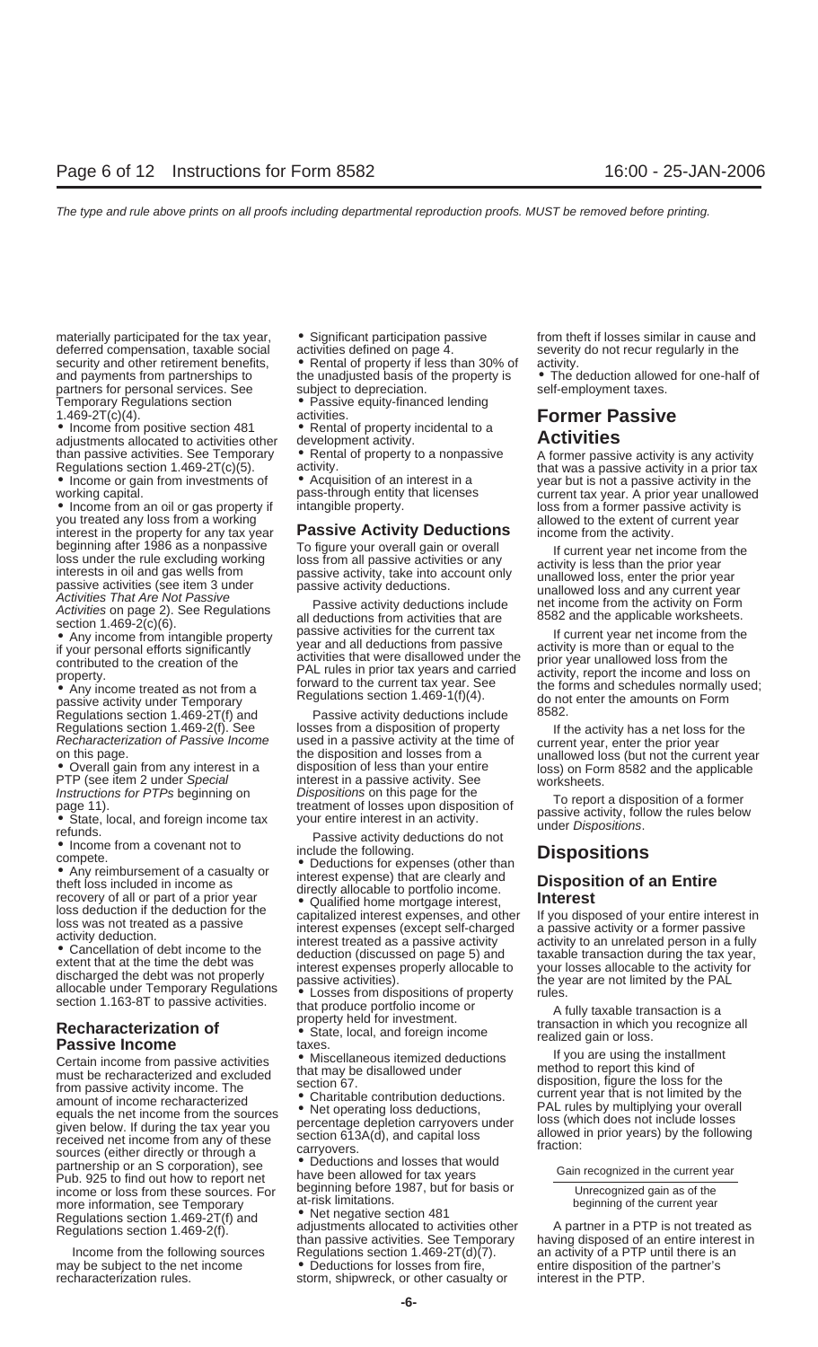materially participated for the tax year, deferred compensation, taxable social security and other retirement benefits, and payments from partnerships to partners for personal services. See Temporary Regulations section 1.469-2T(c)(4).

- Income from positive section 481 adjustments allocated to activities other than passive activities. See Temporary Regulations section 1.469-2T(c)(5).
- Income or gain from investments of working capital.
- Income from an oil or gas property if you treated any loss from a working interest in the property for any tax year beginning after 1986 as a nonpassive loss under the rule excluding working interests in oil and gas wells from passive activities (see item 3 under *Activities That Are Not Passive Activities* on page 2). See Regulations section 1.469-2(c)(6).
- Any income from intangible property if your personal efforts significantly contributed to the creation of the property.
- Any income treated as not from a passive activity under Temporary Regulations section 1.469-2T(f) and Regulations section 1.469-2(f). See *Recharacterization of Passive Income* on this page.
- Overall gain from any interest in a PTP (see item 2 under *Special Instructions for PTPs* beginning on page 11).
- State, local, and foreign income tax refunds.
- Income from a covenant not to compete.
- Any reimbursement of a casualty or theft loss included in income as recovery of all or part of a prior year loss deduction if the deduction for the loss was not treated as a passive activity deduction.
- Cancellation of debt income to the extent that at the time the debt was discharged the debt was not properly allocable under Temporary Regulations section 1.163-8T to passive activities.

## Recharacterization of Passive Income

Certain income from passive activities must be recharacterized and excluded from passive activity income. The amount of income recharacterized equals the net income from the sources given below. If during the tax year you received net income from any of these sources (either directly or through a partnership or an S corporation), see Pub. 925 to find out how to report net income or loss from these sources. For more information, see Temporary Regulations section 1.469-2T(f) and Regulations section 1.469-2(f).

Income from the following sources may be subject to the net income recharacterization rules.

- Significant participation passive activities defined on page 4.
- Rental of property if less than 30% of the unadjusted basis of the property is subject to depreciation.
- Passive equity-financed lending activities.
- Rental of property incidental to a development activity.
- Rental of property to a nonpassive activity.
- Acquisition of an interest in a pass-through entity that licenses intangible property.

## Passive Activity Deductions

To figure your overall gain or overall loss from all passive activities or any passive activity, take into account only passive activity deductions.

Passive activity deductions include all deductions from activities that are passive activities for the current tax year and all deductions from passive activities that were disallowed under the PAL rules in prior tax years and carried forward to the current tax year. See Regulations section 1.469-1(f)(4).

Passive activity deductions include losses from a disposition of property used in a passive activity at the time of the disposition and losses from a disposition of less than your entire interest in a passive activity. See *Dispositions* on this page for the treatment of losses upon disposition of your entire interest in an activity.

Passive activity deductions do not include the following.

- Deductions for expenses (other than interest expense) that are clearly and directly allocable to portfolio income.
- Qualified home mortgage interest, capitalized interest expenses, and other interest expenses (except self-charged interest treated as a passive activity deduction (discussed on page 5) and interest expenses properly allocable to passive activities).
- Losses from dispositions of property that produce portfolio income or property held for investment.
- State, local, and foreign income taxes.
- Miscellaneous itemized deductions that may be disallowed under section 67.
- Charitable contribution deductions.
- Net operating loss deductions, percentage depletion carryovers under section 613A(d), and capital loss carryovers.
- Deductions and losses that would have been allowed for tax years beginning before 1987, but for basis or at-risk limitations.
- Net negative section 481 adjustments allocated to activities other than passive activities. See Temporary Regulations section 1.469-2T(d)(7).
- Deductions for losses from fire, storm, shipwreck, or other casualty or from theft if losses similar in cause and severity do not recur regularly in the activity.
- The deduction allowed for one-half of self-employment taxes.

## Former Passive Activities

A former passive activity is any activity that was a passive activity in a prior tax year but is not a passive activity in the current tax year. A prior year unallowed loss from a former passive activity is allowed to the extent of current year income from the activity.

If current year net income from the activity is less than the prior year unallowed loss, enter the prior year unallowed loss and any current year net income from the activity on Form 8582 and the applicable worksheets.

If current year net income from the activity is more than or equal to the prior year unallowed loss from the activity, report the income and loss on the forms and schedules normally used; do not enter the amounts on Form 8582.

If the activity has a net loss for the current year, enter the prior year unallowed loss (but not the current year loss) on Form 8582 and the applicable worksheets.

To report a disposition of a former passive activity, follow the rules below under *Dispositions*.

## Dispositions

### Disposition of an Entire Interest

If you disposed of your entire interest in a passive activity or a former passive activity to an unrelated person in a fully taxable transaction during the tax year, your losses allocable to the activity for the year are not limited by the PAL rules.

A fully taxable transaction is a transaction in which you recognize all realized gain or loss.

If you are using the installment method to report this kind of disposition, figure the loss for the current year that is not limited by the PAL rules by multiplying your overall loss (which does not include losses allowed in prior years) by the following fraction:

$$\frac{\text{Gain recognized in the current year}}{\text{Unrecognized gain as of the beginning of the current year}}$$

A partner in a PTP is not treated as having disposed of an entire interest in an activity of a PTP until there is an entire disposition of the partner's interest in the PTP.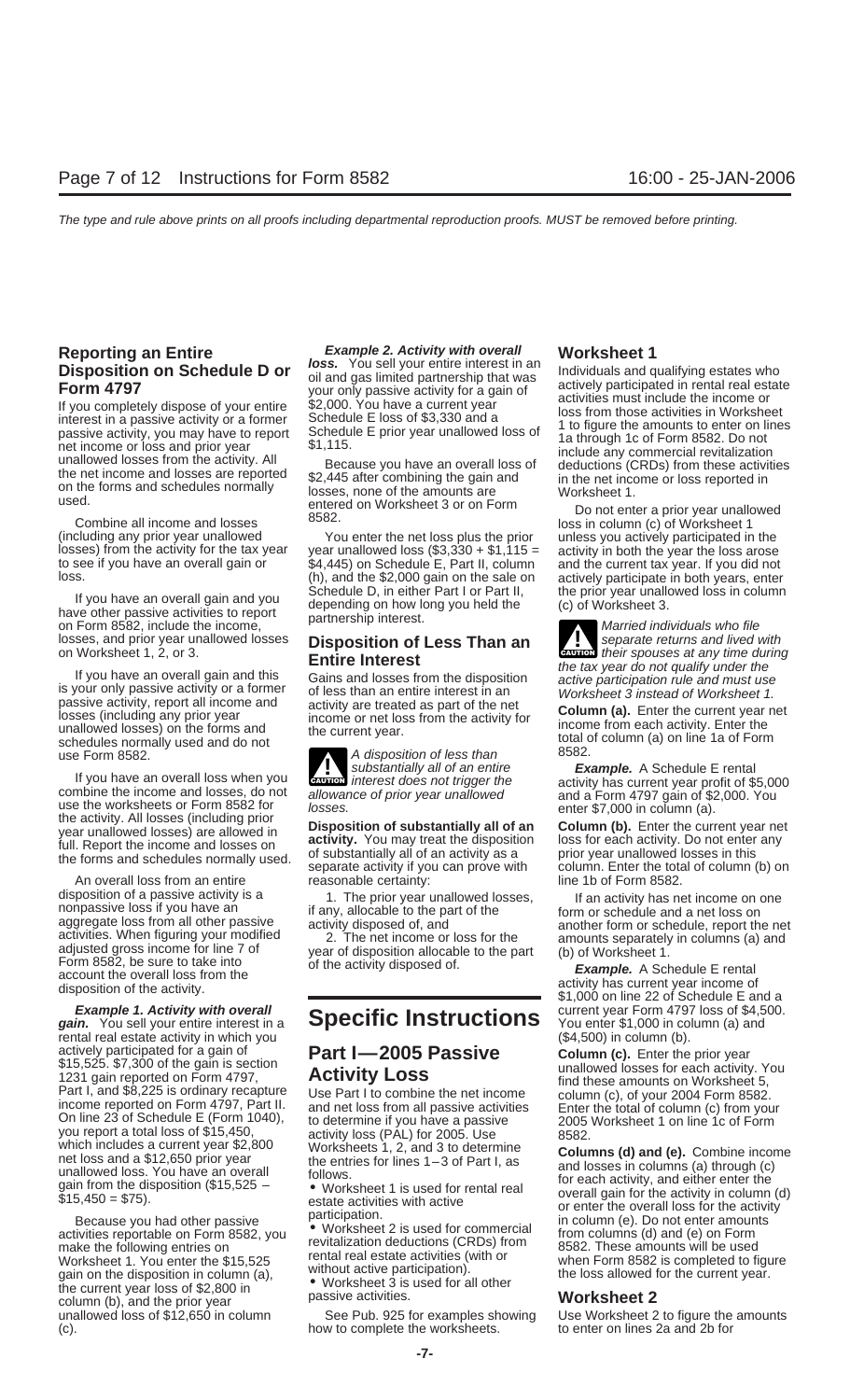## Reporting an Entire Disposition on Schedule D or Form 4797

If you completely dispose of your entire interest in a passive activity or a former passive activity, you may have to report net income or loss and prior year unallowed losses from the activity. All the net income and losses are reported on the forms and schedules normally used.

Combine all income and losses (including any prior year unallowed losses) from the activity for the tax year to see if you have an overall gain or loss.

If you have an overall gain and you have other passive activities to report on Form 8582, include the income, losses, and prior year unallowed losses on Worksheet 1, 2, or 3.

If you have an overall gain and this is your only passive activity or a former passive activity, report all income and losses (including any prior year unallowed losses) on the forms and schedules normally used and do not use Form 8582.

If you have an overall loss when you combine the income and losses, do not use the worksheets or Form 8582 for the activity. All losses (including prior year unallowed losses) are allowed in full. Report the income and losses on the forms and schedules normally used.

An overall loss from an entire disposition of a passive activity is a nonpassive loss if you have an aggregate loss from all other passive activities. When figuring your modified adjusted gross income for line 7 of Form 8582, be sure to take into account the overall loss from the disposition of the activity.

***Example 1. Activity with overall gain.*** You sell your entire interest in a rental real estate activity in which you actively participated for a gain of $15,525. $7,300 of the gain is section 1231 gain reported on Form 4797, Part I, and $8,225 is ordinary recapture income reported on Form 4797, Part II. On line 23 of Schedule E (Form 1040), you report a total loss of $15,450, which includes a current year $2,800 net loss and a $12,650 prior year unallowed loss. You have an overall gain from the disposition ($15,525 − $15,450 = $75).

Because you had other passive activities reportable on Form 8582, you make the following entries on Worksheet 1. You enter the $15,525 gain on the disposition in column (a), the current year loss of $2,800 in column (b), and the prior year unallowed loss of $12,650 in column (c).

***Example 2. Activity with overall loss.*** You sell your entire interest in an oil and gas limited partnership that was your only passive activity for a gain of $2,000. You have a current year Schedule E loss of $3,330 and a Schedule E prior year unallowed loss of $1,115.

Because you have an overall loss of $2,445 after combining the gain and losses, none of the amounts are entered on Worksheet 3 or on Form 8582.

You enter the net loss plus the prior year unallowed loss ($3,330 + $1,115 = $4,445) on Schedule E, Part II, column (h), and the $2,000 gain on the sale on Schedule D, in either Part I or Part II, depending on how long you held the partnership interest.

## Disposition of Less Than an Entire Interest

Gains and losses from the disposition of less than an entire interest in an activity are treated as part of the net income or net loss from the activity for the current year.

> **CAUTION:** *A disposition of less than substantially all of an entire interest does not trigger the allowance of prior year unallowed losses.*

**Disposition of substantially all of an activity.** You may treat the disposition of substantially all of an activity as a separate activity if you can prove with reasonable certainty:

1. The prior year unallowed losses, if any, allocable to the part of the activity disposed of, and
2. The net income or loss for the year of disposition allocable to the part of the activity disposed of.

# Specific Instructions

## Part I—2005 Passive Activity Loss

Use Part I to combine the net income and net loss from all passive activities to determine if you have a passive activity loss (PAL) for 2005. Use Worksheets 1, 2, and 3 to determine the entries for lines 1–3 of Part I, as follows.

- Worksheet 1 is used for rental real estate activities with active participation.
- Worksheet 2 is used for commercial revitalization deductions (CRDs) from rental real estate activities (with or without active participation).
- Worksheet 3 is used for all other passive activities.

See Pub. 925 for examples showing how to complete the worksheets.

## Worksheet 1

Individuals and qualifying estates who actively participated in rental real estate activities must include the income or loss from those activities in Worksheet 1 to figure the amounts to enter on lines 1a through 1c of Form 8582. Do not include any commercial revitalization deductions (CRDs) from these activities in the net income or loss reported in Worksheet 1.

Do not enter a prior year unallowed loss in column (c) of Worksheet 1 unless you actively participated in the activity in both the year the loss arose and the current tax year. If you did not actively participate in both years, enter the prior year unallowed loss in column (c) of Worksheet 3.

> **CAUTION:** *Married individuals who file separate returns and lived with their spouses at any time during the tax year do not qualify under the active participation rule and must use Worksheet 3 instead of Worksheet 1.*

**Column (a).** Enter the current year net income from each activity. Enter the total of column (a) on line 1a of Form 8582.

***Example.*** A Schedule E rental activity has current year profit of $5,000 and a Form 4797 gain of $2,000. You enter $7,000 in column (a).

**Column (b).** Enter the current year net loss for each activity. Do not enter any prior year unallowed losses in this column. Enter the total of column (b) on line 1b of Form 8582.

If an activity has net income on one form or schedule and a net loss on another form or schedule, report the net amounts separately in columns (a) and (b) of Worksheet 1.

***Example.*** A Schedule E rental activity has current year income of $1,000 on line 22 of Schedule E and a current year Form 4797 loss of $4,500. You enter $1,000 in column (a) and ($4,500) in column (b).

**Column (c).** Enter the prior year unallowed losses for each activity. You find these amounts on Worksheet 5, column (c), of your 2004 Form 8582. Enter the total of column (c) from your 2005 Worksheet 1 on line 1c of Form 8582.

**Columns (d) and (e).** Combine income and losses in columns (a) through (c) for each activity, and either enter the overall gain for the activity in column (d) or enter the overall loss for the activity in column (e). Do not enter amounts from columns (d) and (e) on Form 8582. These amounts will be used when Form 8582 is completed to figure the loss allowed for the current year.

## Worksheet 2

Use Worksheet 2 to figure the amounts to enter on lines 2a and 2b for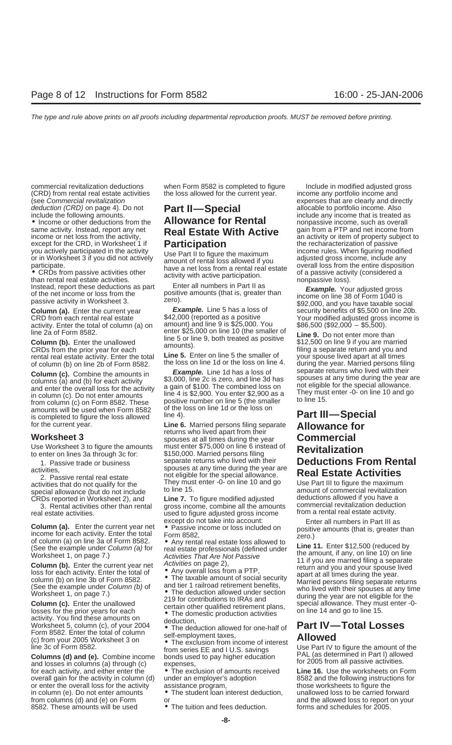commercial revitalization deductions (CRD) from rental real estate activities (see *Commercial revitalization deduction (CRD)* on page 4). Do not include the following amounts.

- Income or other deductions from the same activity. Instead, report any net income or net loss from the activity, except for the CRD, in Worksheet 1 if you actively participated in the activity or in Worksheet 3 if you did not actively participate.
- CRDs from passive activities other than rental real estate activities. Instead, report these deductions as part of the net income or loss from the passive activity in Worksheet 3.

**Column (a).** Enter the current year CRD from each rental real estate activity. Enter the total of column (a) on line 2a of Form 8582.

**Column (b).** Enter the unallowed CRDs from the prior year for each rental real estate activity. Enter the total of column (b) on line 2b of Form 8582.

**Column (c).** Combine the amounts in columns (a) and (b) for each activity and enter the overall loss for the activity in column (c). Do not enter amounts from column (c) on Form 8582. These amounts will be used when Form 8582 is completed to figure the loss allowed for the current year.

## Worksheet 3

Use Worksheet 3 to figure the amounts to enter on lines 3a through 3c for:

1. Passive trade or business activities,
2. Passive rental real estate activities that do not qualify for the special allowance (but do not include CRDs reported in Worksheet 2), and
3. Rental activities other than rental real estate activities.

**Column (a).** Enter the current year net income for each activity. Enter the total of column (a) on line 3a of Form 8582. (See the example under *Column (a)* for Worksheet 1, on page 7.)

**Column (b).** Enter the current year net loss for each activity. Enter the total of column (b) on line 3b of Form 8582. (See the example under *Column (b)* of Worksheet 1, on page 7.)

**Column (c).** Enter the unallowed losses for the prior years for each activity. You find these amounts in Worksheet 5, column (c), of your 2004 Form 8582. Enter the total of column (c) from your 2005 Worksheet 3 on line 3c of Form 8582.

**Columns (d) and (e).** Combine income and losses in columns (a) through (c) for each activity, and either enter the overall gain for the activity in column (d) or enter the overall loss for the activity in column (e). Do not enter amounts from columns (d) and (e) on Form 8582. These amounts will be used when Form 8582 is completed to figure the loss allowed for the current year.

## Part II—Special Allowance for Rental Real Estate With Active Participation

Use Part II to figure the maximum amount of rental loss allowed if you have a net loss from a rental real estate activity with active participation.

Enter all numbers in Part II as positive amounts (that is, greater than zero).

***Example.*** Line 5 has a loss of $42,000 (reported as a positive amount) and line 9 is $25,000. You enter $25,000 on line 10 (the smaller of line 5 or line 9, both treated as positive amounts).

**Line 5.** Enter on line 5 the smaller of the loss on line 1d or the loss on line 4.

***Example.*** Line 1d has a loss of $3,000, line 2c is zero, and line 3d has a gain of $100. The combined loss on line 4 is $2,900. You enter $2,900 as a positive number on line 5 (the smaller of the loss on line 1d or the loss on line 4).

**Line 6.** Married persons filing separate returns who lived apart from their spouses at all times during the year must enter $75,000 on line 6 instead of $150,000. Married persons filing separate returns who lived with their spouses at any time during the year are not eligible for the special allowance. They must enter -0- on line 10 and go to line 15.

**Line 7.** To figure modified adjusted gross income, combine all the amounts used to figure adjusted gross income except do not take into account:

- Passive income or loss included on Form 8582,
- Any rental real estate loss allowed to real estate professionals (defined under *Activities That Are Not Passive Activities* on page 2),
- Any overall loss from a PTP,
- The taxable amount of social security and tier 1 railroad retirement benefits,
- The deduction allowed under section 219 for contributions to IRAs and certain other qualified retirement plans,
- The domestic production activities deduction,
- The deduction allowed for one-half of self-employment taxes,
- The exclusion from income of interest from series EE and I U.S. savings bonds used to pay higher education expenses,
- The exclusion of amounts received under an employer's adoption assistance program,
- The student loan interest deduction, or
- The tuition and fees deduction.

Include in modified adjusted gross income any portfolio income and expenses that are clearly and directly allocable to portfolio income. Also include any income that is treated as nonpassive income, such as overall gain from a PTP and net income from an activity or item of property subject to the recharacterization of passive income rules. When figuring modified adjusted gross income, include any overall loss from the entire disposition of a passive activity (considered a nonpassive loss).

***Example.*** Your adjusted gross income on line 38 of Form 1040 is $92,000, and you have taxable social security benefits of $5,500 on line 20b. Your modified adjusted gross income is $86,500 ($92,000 − $5,500).

**Line 9.** Do not enter more than $12,500 on line 9 if you are married filing a separate return and you and your spouse lived apart at all times during the year. Married persons filing separate returns who lived with their spouses at any time during the year are not eligible for the special allowance. They must enter -0- on line 10 and go to line 15.

## Part III—Special Allowance for Commercial Revitalization Deductions From Rental Real Estate Activities

Use Part III to figure the maximum amount of commercial revitalization deductions allowed if you have a commercial revitalization deduction from a rental real estate activity.

Enter all numbers in Part III as positive amounts (that is, greater than zero.)

**Line 11.** Enter $12,500 (reduced by the amount, if any, on line 10) on line 11 if you are married filing a separate return and you and your spouse lived apart at all times during the year. Married persons filing separate returns who lived with their spouses at any time during the year are not eligible for the special allowance. They must enter -0- on line 14 and go to line 15.

## Part IV—Total Losses Allowed

Use Part IV to figure the amount of the PAL (as determined in Part I) allowed for 2005 from all passive activities.

**Line 16.** Use the worksheets on Form 8582 and the following instructions for those worksheets to figure the unallowed loss to be carried forward and the allowed loss to report on your forms and schedules for 2005.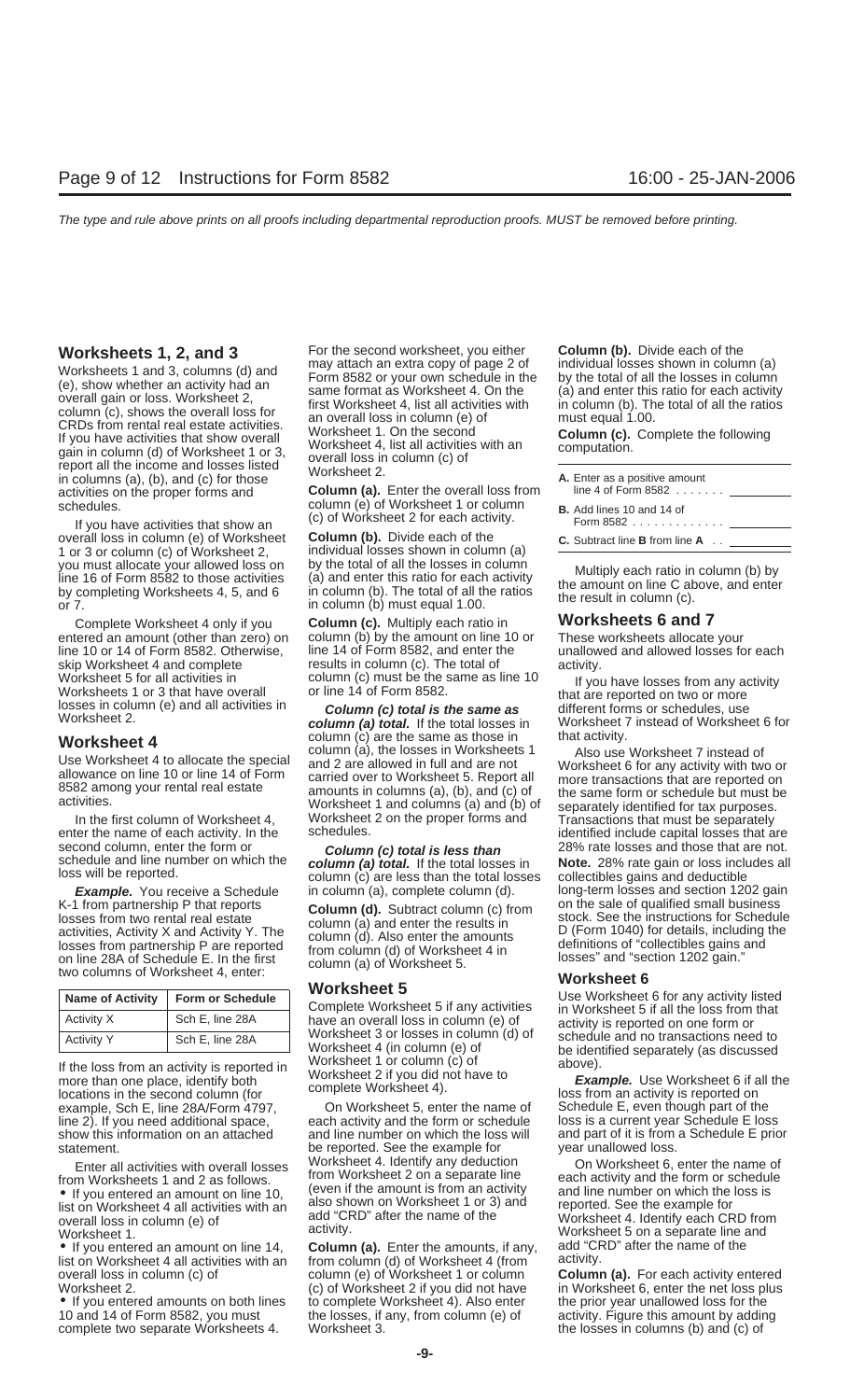## Worksheets 1, 2, and 3

Worksheets 1 and 3, columns (d) and (e), show whether an activity had an overall gain or loss. Worksheet 2, column (c), shows the overall loss for CRDs from rental real estate activities. If you have activities that show overall gain in column (d) of Worksheet 1 or 3, report all the income and losses listed in columns (a), (b), and (c) for those activities on the proper forms and schedules.

If you have activities that show an overall loss in column (e) of Worksheet 1 or 3 or column (c) of Worksheet 2, you must allocate your allowed loss on line 16 of Form 8582 to those activities by completing Worksheets 4, 5, and 6 or 7.

Complete Worksheet 4 only if you entered an amount (other than zero) on line 10 or 14 of Form 8582. Otherwise, skip Worksheet 4 and complete Worksheet 5 for all activities in Worksheets 1 or 3 that have overall losses in column (e) and all activities in Worksheet 2.

### Worksheet 4

Use Worksheet 4 to allocate the special allowance on line 10 or line 14 of Form 8582 among your rental real estate activities.

In the first column of Worksheet 4, enter the name of each activity. In the second column, enter the form or schedule and line number on which the loss will be reported.

***Example.*** You receive a Schedule K-1 from partnership P that reports losses from two rental real estate activities, Activity X and Activity Y. The losses from partnership P are reported on line 28A of Schedule E. In the first two columns of Worksheet 4, enter:

| Name of Activity | Form or Schedule |
|---|---|
| Activity X | Sch E, line 28A |
| Activity Y | Sch E, line 28A |

If the loss from an activity is reported in more than one place, identify both locations in the second column (for example, Sch E, line 28A/Form 4797, line 2). If you need additional space, show this information on an attached statement.

Enter all activities with overall losses from Worksheets 1 and 2 as follows.

- If you entered an amount on line 10, list on Worksheet 4 all activities with an overall loss in column (e) of Worksheet 1.
- If you entered an amount on line 14, list on Worksheet 4 all activities with an overall loss in column (c) of Worksheet 2.
- If you entered amounts on both lines 10 and 14 of Form 8582, you must complete two separate Worksheets 4. For the second worksheet, you either may attach an extra copy of page 2 of Form 8582 or your own schedule in the same format as Worksheet 4. On the first Worksheet 4, list all activities with an overall loss in column (e) of Worksheet 1. On the second Worksheet 4, list all activities with an overall loss in column (c) of Worksheet 2.

**Column (a).** Enter the overall loss from column (e) of Worksheet 1 or column (c) of Worksheet 2 for each activity.

**Column (b).** Divide each of the individual losses shown in column (a) by the total of all the losses in column (a) and enter this ratio for each activity in column (b). The total of all the ratios in column (b) must equal 1.00.

**Column (c).** Multiply each ratio in column (b) by the amount on line 10 or line 14 of Form 8582, and enter the results in column (c). The total of column (c) must be the same as line 10 or line 14 of Form 8582.

***Column (c) total is the same as column (a) total.*** If the total losses in column (c) are the same as those in column (a), the losses in Worksheets 1 and 2 are allowed in full and are not carried over to Worksheet 5. Report all amounts in columns (a), (b), and (c) of Worksheet 1 and columns (a) and (b) of Worksheet 2 on the proper forms and schedules.

***Column (c) total is less than column (a) total.*** If the total losses in column (c) are less than the total losses in column (a), complete column (d).

**Column (d).** Subtract column (c) from column (a) and enter the results in column (d). Also enter the amounts from column (d) of Worksheet 4 in column (a) of Worksheet 5.

### Worksheet 5

Complete Worksheet 5 if any activities have an overall loss in column (e) of Worksheet 3 or losses in column (d) of Worksheet 4 (in column (e) of Worksheet 1 or column (c) of Worksheet 2 if you did not have to complete Worksheet 4).

On Worksheet 5, enter the name of each activity and the form or schedule and line number on which the loss will be reported. See the example for Worksheet 4. Identify any deduction from Worksheet 2 on a separate line (even if the amount is from an activity also shown on Worksheet 1 or 3) and add "CRD" after the name of the activity.

**Column (a).** Enter the amounts, if any, from column (d) of Worksheet 4 (from column (e) of Worksheet 1 or column (c) of Worksheet 2 if you did not have to complete Worksheet 4). Also enter the losses, if any, from column (e) of Worksheet 3.

**Column (b).** Divide each of the individual losses shown in column (a) by the total of all the losses in column (a) and enter this ratio for each activity in column (b). The total of all the ratios must equal 1.00.

**Column (c).** Complete the following computation.

| | |
|---|---|
| **A.** Enter as a positive amount line 4 of Form 8582 . . . . . . . | ______ |
| **B.** Add lines 10 and 14 of Form 8582 . . . . . . . . . . . . . | ______ |
| **C.** Subtract line **B** from line **A** . . | ______ |

Multiply each ratio in column (b) by the amount on line C above, and enter the result in column (c).

## Worksheets 6 and 7

These worksheets allocate your unallowed and allowed losses for each activity.

If you have losses from any activity that are reported on two or more different forms or schedules, use Worksheet 7 instead of Worksheet 6 for that activity.

Also use Worksheet 7 instead of Worksheet 6 for any activity with two or more transactions that are reported on the same form or schedule but must be separately identified for tax purposes. Transactions that must be separately identified include capital losses that are 28% rate losses and those that are not.

**Note.** 28% rate gain or loss includes all collectibles gains and deductible long-term losses and section 1202 gain on the sale of qualified small business stock. See the instructions for Schedule D (Form 1040) for details, including the definitions of "collectibles gains and losses" and "section 1202 gain."

### Worksheet 6

Use Worksheet 6 for any activity listed in Worksheet 5 if all the loss from that activity is reported on one form or schedule and no transactions need to be identified separately (as discussed above).

***Example.*** Use Worksheet 6 if all the loss from an activity is reported on Schedule E, even though part of the Schedule E loss is a current year Schedule E loss and part of it is from a Schedule E prior year unallowed loss.

On Worksheet 6, enter the name of each activity and the form or schedule and line number on which the loss is reported. See the example for Worksheet 4. Identify each CRD from Worksheet 5 on a separate line and add "CRD" after the name of the activity.

**Column (a).** For each activity entered in Worksheet 6, enter the net loss plus the prior year unallowed loss for the activity. Figure this amount by adding the losses in columns (b) and (c) of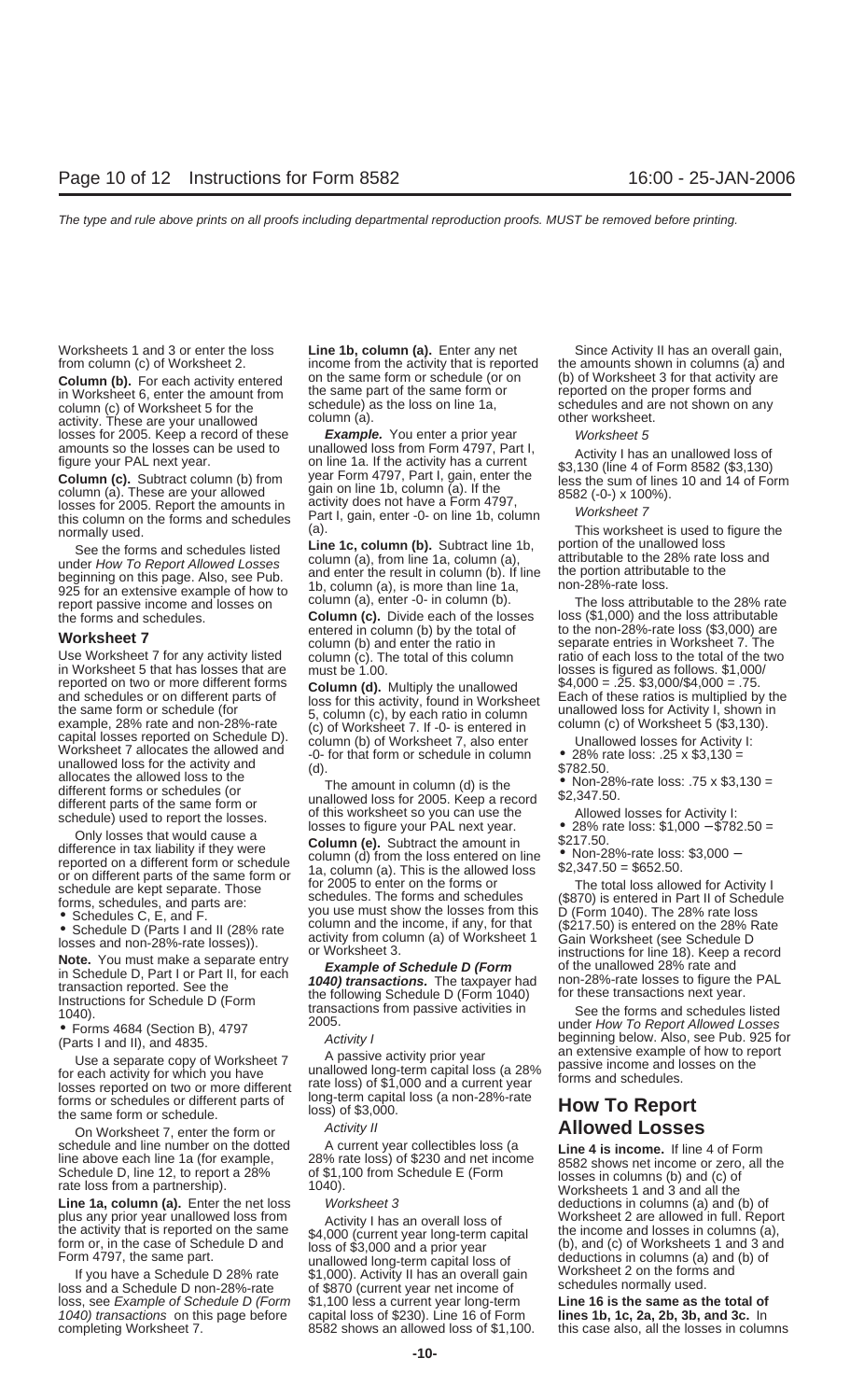Worksheets 1 and 3 or enter the loss from column (c) of Worksheet 2.

**Column (b).** For each activity entered in Worksheet 6, enter the amount from column (c) of Worksheet 5 for the activity. These are your unallowed losses for 2005. Keep a record of these amounts so the losses can be used to figure your PAL next year.

**Column (c).** Subtract column (b) from column (a). These are your allowed losses for 2005. Report the amounts in this column on the forms and schedules normally used.

See the forms and schedules listed under *How To Report Allowed Losses* beginning on this page. Also, see Pub. 925 for an extensive example of how to report passive income and losses on the forms and schedules.

## Worksheet 7

Use Worksheet 7 for any activity listed in Worksheet 5 that has losses that are reported on two or more different forms and schedules or on different parts of the same form or schedule (for example, 28% rate and non-28%-rate capital losses reported on Schedule D). Worksheet 7 allocates the allowed and unallowed loss for the activity and allocates the allowed loss to the different forms or schedules (or different parts of the same form or schedule) used to report the losses.

Only losses that would cause a difference in tax liability if they were reported on a different form or schedule or on different parts of the same form or schedule are kept separate. Those forms, schedules, and parts are:

- Schedules C, E, and F.
- Schedule D (Parts I and II (28% rate losses and non-28%-rate losses)).

**Note.** You must make a separate entry in Schedule D, Part I or Part II, for each transaction reported. See the Instructions for Schedule D (Form 1040).

- Forms 4684 (Section B), 4797 (Parts I and II), and 4835.

Use a separate copy of Worksheet 7 for each activity for which you have losses reported on two or more different forms or schedules or different parts of the same form or schedule.

On Worksheet 7, enter the form or schedule and line number on the dotted line above each line 1a (for example, Schedule D, line 12, to report a 28% rate loss from a partnership).

**Line 1a, column (a).** Enter the net loss plus any prior year unallowed loss from the activity that is reported on the same form or, in the case of Schedule D and Form 4797, the same part.

If you have a Schedule D 28% rate loss and a Schedule D non-28%-rate loss, see *Example of Schedule D (Form 1040) transactions* on this page before completing Worksheet 7.

**Line 1b, column (a).** Enter any net income from the activity that is reported on the same form or schedule (or on the same part of the same form or schedule) as the loss on line 1a, column (a).

***Example.*** You enter a prior year unallowed loss from Form 4797, Part I, on line 1a. If the activity has a current year Form 4797, Part I, gain, enter the gain on line 1b, column (a). If the activity does not have a Form 4797, Part I, gain, enter -0- on line 1b, column (a).

**Line 1c, column (b).** Subtract line 1b, column (a), from line 1a, column (a), and enter the result in column (b). If line 1b, column (a), is more than line 1a, column (a), enter -0- in column (b).

**Column (c).** Divide each of the losses entered in column (b) by the total of column (b) and enter the ratio in column (c). The total of this column must be 1.00.

**Column (d).** Multiply the unallowed loss for this activity, found in Worksheet 5, column (c), by each ratio in column (c) of Worksheet 7. If -0- is entered in column (b) of Worksheet 7, also enter -0- for that form or schedule in column (d).

The amount in column (d) is the unallowed loss for 2005. Keep a record of this worksheet so you can use the losses to figure your PAL next year.

**Column (e).** Subtract the amount in column (d) from the loss entered on line 1a, column (a). This is the allowed loss for 2005 to enter on the forms or schedules. The forms and schedules you use must show the losses from this column and the income, if any, for that activity from column (a) of Worksheet 1 or Worksheet 3.

***Example of Schedule D (Form 1040) transactions.*** The taxpayer had the following Schedule D (Form 1040) transactions from passive activities in 2005.

*Activity I*

A passive activity prior year unallowed long-term capital loss (a 28% rate loss) of $1,000 and a current year long-term capital loss (a non-28%-rate loss) of $3,000.

*Activity II*

A current year collectibles loss (a 28% rate loss) of $230 and net income of $1,100 from Schedule E (Form 1040).

*Worksheet 3*

Activity I has an overall loss of $4,000 (current year long-term capital loss of $3,000 and a prior year unallowed long-term capital loss of $1,000). Activity II has an overall gain of $870 (current year net income of $1,100 less a current year long-term capital loss of $230). Line 16 of Form 8582 shows an allowed loss of $1,100.

Since Activity II has an overall gain, the amounts shown in columns (a) and (b) of Worksheet 3 for that activity are reported on the proper forms and schedules and are not shown on any other worksheet.

*Worksheet 5*

Activity I has an unallowed loss of $3,130 (line 4 of Form 8582 ($3,130) less the sum of lines 10 and 14 of Form 8582 (-0-) x 100%).

*Worksheet 7*

This worksheet is used to figure the portion of the unallowed loss attributable to the 28% rate loss and the portion attributable to the non-28%-rate loss.

The loss attributable to the 28% rate loss ($1,000) and the loss attributable to the non-28%-rate loss ($3,000) are separate entries in Worksheet 7. The ratio of each loss to the total of the two losses is figured as follows. $1,000/$4,000 = .25. $3,000/$4,000 = .75. Each of these ratios is multiplied by the unallowed loss for Activity I, shown in column (c) of Worksheet 5 ($3,130).

Unallowed losses for Activity I:

- 28% rate loss: .25 x $3,130 = $782.50.
- Non-28%-rate loss: .75 x $3,130 = $2,347.50.

Allowed losses for Activity I:

- 28% rate loss: $1,000 − $782.50 = $217.50.
- Non-28%-rate loss: $3,000 − $2,347.50 = $652.50.

The total loss allowed for Activity I ($870) is entered in Part II of Schedule D (Form 1040). The 28% rate loss ($217.50) is entered on the 28% Rate Gain Worksheet (see Schedule D instructions for line 18). Keep a record of the unallowed 28% rate and non-28%-rate losses to figure the PAL for these transactions next year.

See the forms and schedules listed under *How To Report Allowed Losses* beginning below. Also, see Pub. 925 for an extensive example of how to report passive income and losses on the forms and schedules.

## How To Report Allowed Losses

**Line 4 is income.** If line 4 of Form 8582 shows net income or zero, all the losses in columns (b) and (c) of Worksheets 1 and 3 and all the deductions in columns (a) and (b) of Worksheet 2 are allowed in full. Report the income and losses in columns (a), (b), and (c) of Worksheets 1 and 3 and deductions in columns (a) and (b) of Worksheet 2 on the forms and schedules normally used.

**Line 16 is the same as the total of lines 1b, 1c, 2b, 3b, and 3c.** In this case also, all the losses in columns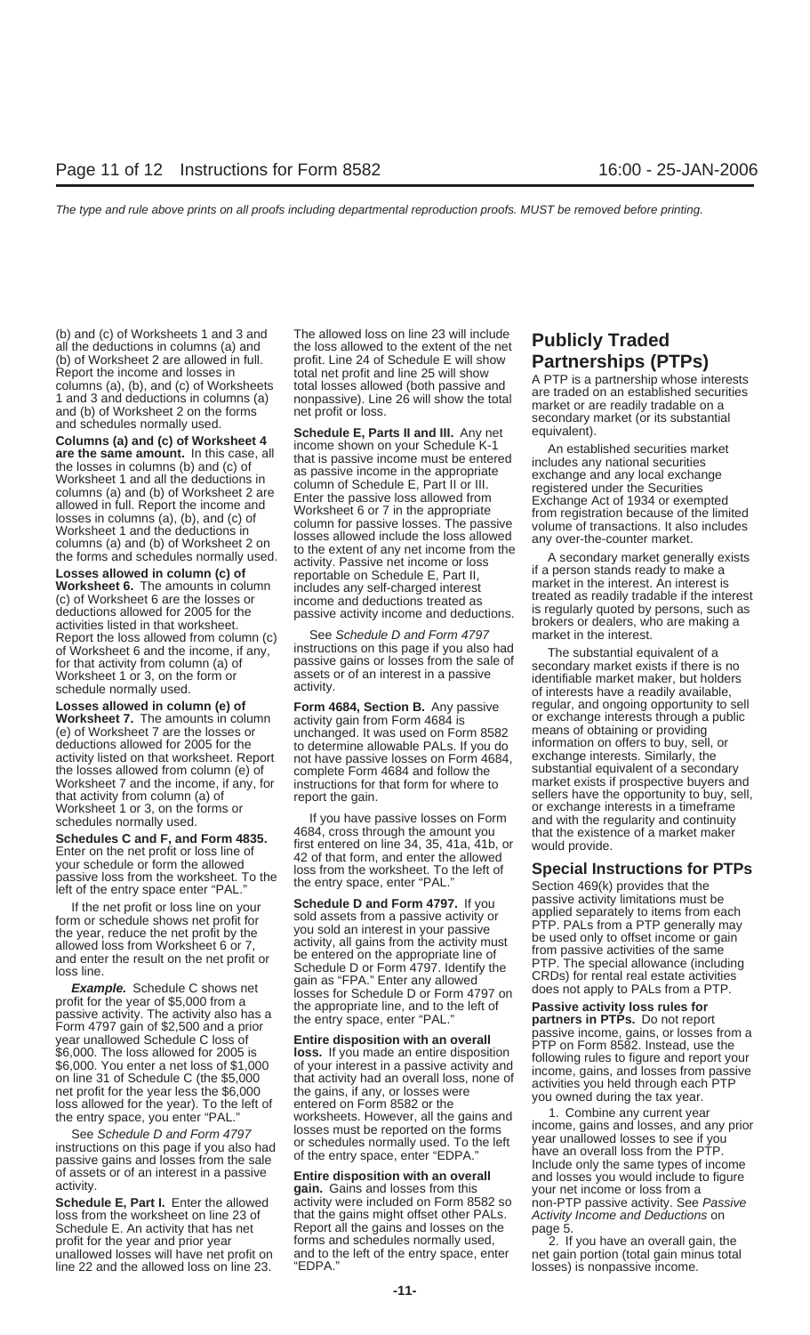(b) and (c) of Worksheets 1 and 3 and all the deductions in columns (a) and (b) of Worksheet 2 are allowed in full. Report the income and losses in columns (a), (b), and (c) of Worksheets 1 and 3 and deductions in columns (a) and (b) of Worksheet 2 on the forms and schedules normally used.

**Columns (a) and (c) of Worksheet 4 are the same amount.** In this case, all the losses in columns (b) and (c) of Worksheet 1 and all the deductions in columns (a) and (b) of Worksheet 2 are allowed in full. Report the income and losses in columns (a), (b), and (c) of Worksheet 1 and the deductions in columns (a) and (b) of Worksheet 2 on the forms and schedules normally used.

**Losses allowed in column (c) of Worksheet 6.** The amounts in column (c) of Worksheet 6 are the losses or deductions allowed for 2005 for the activities listed in that worksheet. Report the loss allowed from column (c) of Worksheet 6 and the income, if any, for that activity from column (a) of Worksheet 1 or 3, on the form or schedule normally used.

**Losses allowed in column (e) of Worksheet 7.** The amounts in column (e) of Worksheet 7 are the losses or deductions allowed for 2005 for the activity listed on that worksheet. Report the losses allowed from column (e) of Worksheet 7 and the income, if any, for that activity from column (a) of Worksheet 1 or 3, on the forms or schedules normally used.

**Schedules C and F, and Form 4835.** Enter on the net profit or loss line of your schedule or form the allowed passive loss from the worksheet. To the left of the entry space enter "PAL."

If the net profit or loss line on your form or schedule shows net profit for the year, reduce the net profit by the allowed loss from Worksheet 6 or 7, and enter the result on the net profit or loss line.

***Example.*** Schedule C shows net profit for the year of $5,000 from a passive activity. The activity also has a Form 4797 gain of $2,500 and a prior year unallowed Schedule C loss of $6,000. The loss allowed for 2005 is $6,000. You enter a net loss of $1,000 on line 31 of Schedule C (the $5,000 net profit for the year less the $6,000 loss allowed for the year). To the left of the entry space, you enter "PAL."

See *Schedule D and Form 4797* instructions on this page if you also had passive gains and losses from the sale of assets or of an interest in a passive activity.

**Schedule E, Part I.** Enter the allowed loss from the worksheet on line 23 of Schedule E. An activity that has net profit for the year and prior year unallowed losses will have net profit on line 22 and the allowed loss on line 23. The allowed loss on line 23 will include the loss allowed to the extent of the net profit. Line 24 of Schedule E will show total net profit and line 25 will show total losses allowed (both passive and nonpassive). Line 26 will show the total net profit or loss.

**Schedule E, Parts II and III.** Any net income shown on your Schedule K-1 that is passive income must be entered as passive income in the appropriate column of Schedule E, Part II or III. Enter the passive loss allowed from Worksheet 6 or 7 in the appropriate column for passive losses. The passive losses allowed include the loss allowed to the extent of any net income from the activity. Passive net income or loss reportable on Schedule E, Part II, includes any self-charged interest income and deductions treated as passive activity income and deductions.

See *Schedule D and Form 4797* instructions on this page if you also had passive gains or losses from the sale of assets or of an interest in a passive activity.

**Form 4684, Section B.** Any passive activity gain from Form 4684 is unchanged. It was used on Form 8582 to determine allowable PALs. If you do not have passive losses on Form 4684, complete Form 4684 and follow the instructions for that form for where to report the gain.

If you have passive losses on Form 4684, cross through the amount you first entered on line 34, 35, 41a, 41b, or 42 of that form, and enter the allowed loss from the worksheet. To the left of the entry space, enter "PAL."

**Schedule D and Form 4797.** If you sold assets from a passive activity or you sold an interest in your passive activity, all gains from the activity must be entered on the appropriate line of Schedule D or Form 4797. Identify the gain as "FPA." Enter any allowed losses for Schedule D or Form 4797 on the appropriate line, and to the left of the entry space, enter "PAL."

**Entire disposition with an overall loss.** If you made an entire disposition of your interest in a passive activity and that activity had an overall loss, none of the gains, if any, or losses were entered on Form 8582 or the worksheets. However, all the gains and losses must be reported on the forms or schedules normally used. To the left of the entry space, enter "EDPA."

**Entire disposition with an overall gain.** Gains and losses from this activity were included on Form 8582 so that the gains might offset other PALs. Report all the gains and losses on the forms and schedules normally used, and to the left of the entry space, enter "EDPA."

# Publicly Traded Partnerships (PTPs)

A PTP is a partnership whose interests are traded on an established securities market or are readily tradable on a secondary market (or its substantial equivalent).

An established securities market includes any national securities exchange and any local exchange registered under the Securities Exchange Act of 1934 or exempted from registration because of the limited volume of transactions. It also includes any over-the-counter market.

A secondary market generally exists if a person stands ready to make a market in the interest. An interest is treated as readily tradable if the interest is regularly quoted by persons, such as brokers or dealers, who are making a market in the interest.

The substantial equivalent of a secondary market exists if there is no identifiable market maker, but holders of interests have a readily available, regular, and ongoing opportunity to sell or exchange interests through a public means of obtaining or providing information on offers to buy, sell, or exchange interests. Similarly, the substantial equivalent of a secondary market exists if prospective buyers and sellers have the opportunity to buy, sell, or exchange interests in a timeframe and with the regularity and continuity that the existence of a market maker would provide.

## Special Instructions for PTPs

Section 469(k) provides that the passive activity limitations must be applied separately to items from each PTP. PALs from a PTP generally may be used only to offset income or gain from passive activities of the same PTP. The special allowance (including CRDs) for rental real estate activities does not apply to PALs from a PTP.

**Passive activity loss rules for partners in PTPs.** Do not report passive income, gains, or losses from a PTP on Form 8582. Instead, use the following rules to figure and report your income, gains, and losses from passive activities you held through each PTP you owned during the tax year.

1. Combine any current year income, gains and losses, and any prior year unallowed losses to see if you have an overall loss from the PTP. Include only the same types of income and losses you would include to figure your net income or loss from a non-PTP passive activity. See *Passive Activity Income and Deductions* on page 5.

2. If you have an overall gain, the net gain portion (total gain minus total losses) is nonpassive income.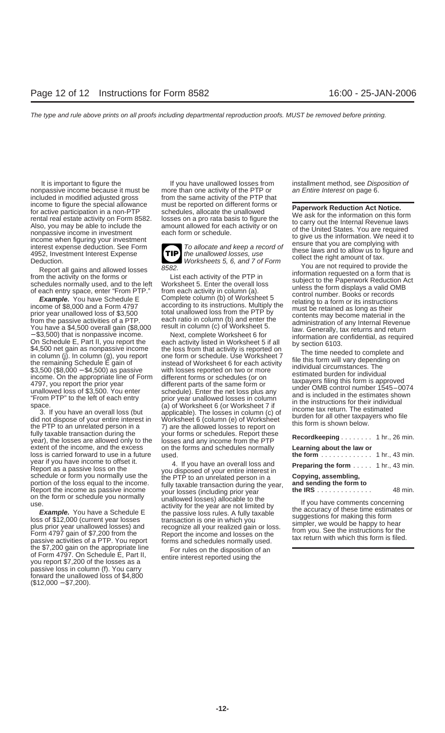It is important to figure the nonpassive income because it must be included in modified adjusted gross income to figure the special allowance for active participation in a non-PTP rental real estate activity on Form 8582. Also, you may be able to include the nonpassive income in investment income when figuring your investment interest expense deduction. See Form 4952, Investment Interest Expense Deduction.

Report all gains and allowed losses from the activity on the forms or schedules normally used, and to the left of each entry space, enter "From PTP."

***Example.*** You have Schedule E income of $8,000 and a Form 4797 prior year unallowed loss of $3,500 from the passive activities of a PTP. You have a $4,500 overall gain ($8,000 −$3,500) that is nonpassive income. On Schedule E, Part II, you report the $4,500 net gain as nonpassive income in column (j). In column (g), you report the remaining Schedule E gain of $3,500 ($8,000 −$4,500) as passive income. On the appropriate line of Form 4797, you report the prior year unallowed loss of $3,500. You enter "From PTP" to the left of each entry space.

3. If you have an overall loss (but did not dispose of your entire interest in the PTP to an unrelated person in a fully taxable transaction during the year), the losses are allowed only to the extent of the income, and the excess loss is carried forward to use in a future year if you have income to offset it. Report as a passive loss on the schedule or form you normally use the portion of the loss equal to the income. Report the income as passive income on the form or schedule you normally use.

***Example.*** You have a Schedule E loss of $12,000 (current year losses plus prior year unallowed losses) and a Form 4797 gain of $7,200 from the passive activities of a PTP. You report the $7,200 gain on the appropriate line of Form 4797. On Schedule E, Part II, you report $7,200 of the losses as a passive loss in column (f). You carry forward the unallowed loss of $4,800 ($12,000 −$7,200).

If you have unallowed losses from more than one activity of the PTP or from the same activity of the PTP that must be reported on different forms or schedules, allocate the unallowed losses on a pro rata basis to figure the amount allowed for each activity or on each form or schedule.

**TIP** *To allocate and keep a record of the unallowed losses, use Worksheets 5, 6, and 7 of Form 8582.*

List each activity of the PTP in Worksheet 5. Enter the overall loss from each activity in column (a). Complete column (b) of Worksheet 5 according to its instructions. Multiply the total unallowed loss from the PTP by each ratio in column (b) and enter the result in column (c) of Worksheet 5.

Next, complete Worksheet 6 for each activity listed in Worksheet 5 if all the loss from that activity is reported on one form or schedule. Use Worksheet 7 instead of Worksheet 6 for each activity with losses reported on two or more different forms or schedules (or on different parts of the same form or schedule). Enter the net loss plus any prior year unallowed losses in column (a) of Worksheet 6 (or Worksheet 7 if applicable). The losses in column (c) of Worksheet 6 (column (e) of Worksheet 7) are the allowed losses to report on your forms or schedules. Report these losses and any income from the PTP on the forms and schedules normally used.

4. If you have an overall loss and you disposed of your entire interest in the PTP to an unrelated person in a fully taxable transaction during the year, your losses (including prior year unallowed losses) allocable to the activity for the year are not limited by the passive loss rules. A fully taxable transaction is one in which you recognize all your realized gain or loss. Report the income and losses on the forms and schedules normally used.

For rules on the disposition of an entire interest reported using the installment method, see *Disposition of an Entire Interest* on page 6.

**Paperwork Reduction Act Notice.** We ask for the information on this form to carry out the Internal Revenue laws of the United States. You are required to give us the information. We need it to ensure that you are complying with these laws and to allow us to figure and collect the right amount of tax.

You are not required to provide the information requested on a form that is subject to the Paperwork Reduction Act unless the form displays a valid OMB control number. Books or records relating to a form or its instructions must be retained as long as their contents may become material in the administration of any Internal Revenue law. Generally, tax returns and return information are confidential, as required by section 6103.

The time needed to complete and file this form will vary depending on individual circumstances. The estimated burden for individual taxpayers filing this form is approved under OMB control number 1545–0074 and is included in the estimates shown in the instructions for their individual income tax return. The estimated burden for all other taxpayers who file this form is shown below.

| | |
|---|---|
| **Recordkeeping** | 1 hr., 26 min. |
| **Learning about the law or the form** | 1 hr., 43 min. |
| **Preparing the form** | 1 hr., 43 min. |
| **Copying, assembling, and sending the form to the IRS** | 48 min. |

If you have comments concerning the accuracy of these time estimates or suggestions for making this form simpler, we would be happy to hear from you. See the instructions for the tax return with which this form is filed.